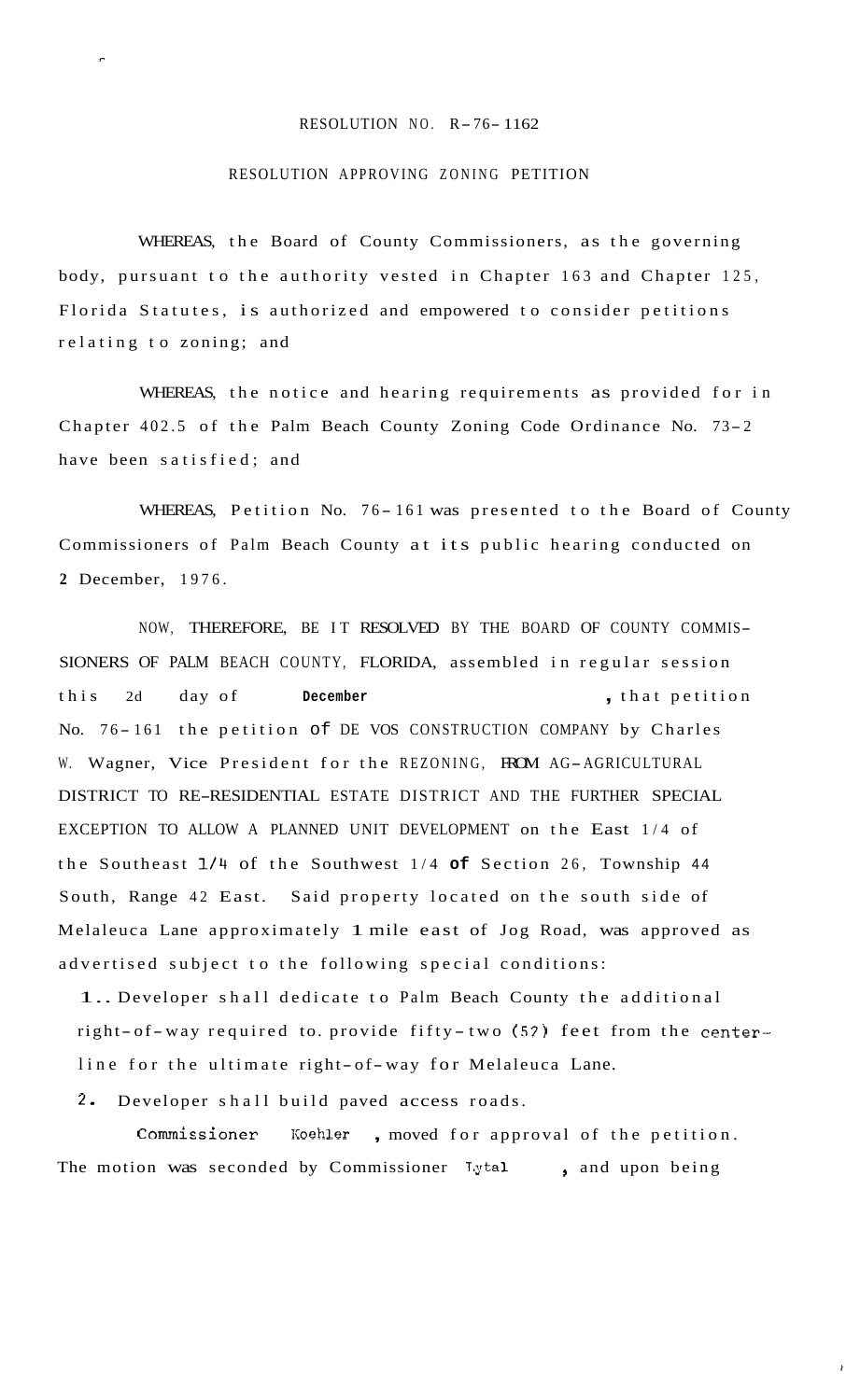RESOLUTION NO. R-76-1162

RESOLUTION APPROVING ZONING PETITION

WHEREAS, the Board of County Commissioners, as the governing body, pursuant to the authority vested in Chapter 163 and Chapter 125, Florida Statutes, is authorized and empowered to consider petitions relating to zoning; and

WHEREAS, the notice and hearing requirements as provided for in Chapter 402.5 of the Palm Beach County Zoning Code Ordinance No. 73-2 have been satisfied; and

WHEREAS, Petition No. 76-161 was presented to the Board of County Commissioners of Palm Beach County at its public hearing conducted on 2 December, 1976.

NOW, THEREFORE, BE IT RESOLVED BY THE BOARD OF COUNTY COMMISSIONERS OF PALM BEACH COUNTY, FLORIDA, assembled in regular session this 2d day of **December**, that petition No. 76-161 the petition of DE VOS CONSTRUCTION COMPANY by Charles W. Wagner, Vice President for the REZONING, FROM AG-AGRICULTURAL DISTRICT TO RE-RESIDENTIAL ESTATE DISTRICT AND THE FURTHER SPECIAL EXCEPTION TO ALLOW A PLANNED UNIT DEVELOPMENT on the East 1/4 of the Southeast 1/4 of the Southwest 1/4 of Section 26, Township 44 South, Range 42 East. Said property located on the south side of Melaleuca Lane approximately 1 mile east of Jog Road, was approved as advertised subject to the following special conditions:

1. Developer shall dedicate to Palm Beach County the additional right-of-way required to provide fifty-two (52) feet from the centerline for the ultimate right-of-way for Melaleuca Lane.
2. Developer shall build paved access roads.

Commissioner Koehler, moved for approval of the petition. The motion was seconded by Commissioner Lytal, and upon being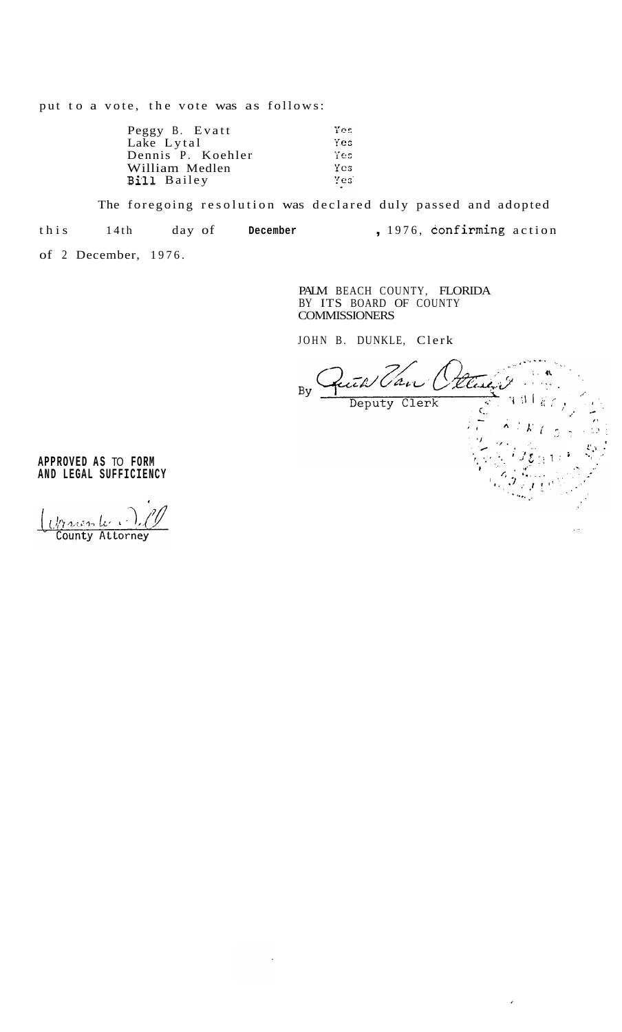put to a vote, the vote was as follows:

| | |
|---|---|
| Peggy B. Evatt | Yes |
| Lake Lytal | Yes |
| Dennis P. Koehler | Yes |
| William Medlen | Yes |
| Bill Bailey | Yes |

The foregoing resolution was declared duly passed and adopted this 14th day of December, 1976, confirming action of 2 December, 1976.

PALM BEACH COUNTY, FLORIDA
BY ITS BOARD OF COUNTY
COMMISSIONERS

JOHN B. DUNKLE, Clerk

By ______________________
Deputy Clerk

**APPROVED AS TO FORM
AND LEGAL SUFFICIENCY**

______________________
County Attorney